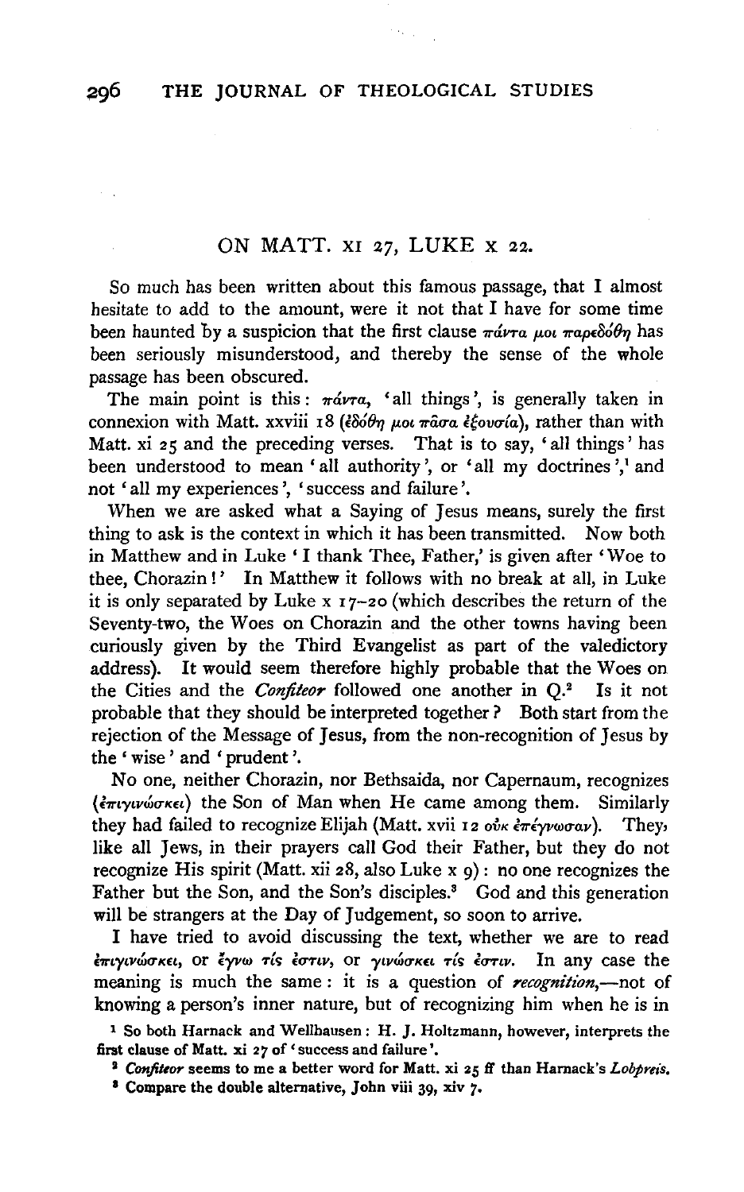## ON MATT. XI 27, LUKE X 22.

So much has been written about this famous passage, that I almost hesitate to add to the amount, were it not that I have for some time been haunted by a suspicion that the first clause πάντα μοι παρεδόθη has been seriously misunderstood, and thereby the sense of the whole passage has been obscured.

The main point is this: πάντα, 'all things', is generally taken in connexion with Matt. xxviii 18 (ἐδόθη μοι πᾶσα ἐξουσία), rather than with Matt. xi 25 and the preceding verses. That is to say, 'all things' has been understood to mean 'all authority', or 'all my doctrines',[1] and not 'all my experiences', 'success and failure'.

When we are asked what a Saying of Jesus means, surely the first thing to ask is the context in which it has been transmitted. Now both in Matthew and in Luke 'I thank Thee, Father,' is given after 'Woe to thee, Chorazin!' In Matthew it follows with no break at all, in Luke it is only separated by Luke x 17–20 (which describes the return of the Seventy-two, the Woes on Chorazin and the other towns having been curiously given by the Third Evangelist as part of the valedictory address). It would seem therefore highly probable that the Woes on the Cities and the *Confiteor* followed one another in Q.[2] Is it not probable that they should be interpreted together? Both start from the rejection of the Message of Jesus, from the non-recognition of Jesus by the 'wise' and 'prudent'.

No one, neither Chorazin, nor Bethsaida, nor Capernaum, recognizes (ἐπιγινώσκει) the Son of Man when He came among them. Similarly they had failed to recognize Elijah (Matt. xvii 12 οὐκ ἐπέγνωσαν). They, like all Jews, in their prayers call God their Father, but they do not recognize His spirit (Matt. xii 28, also Luke x 9): no one recognizes the Father but the Son, and the Son's disciples.[3] God and this generation will be strangers at the Day of Judgement, so soon to arrive.

I have tried to avoid discussing the text, whether we are to read ἐπιγινώσκει, or ἔγνω τίς ἐστιν, or γινώσκει τίς ἐστιν. In any case the meaning is much the same: it is a question of *recognition*,—not of knowing a person's inner nature, but of recognizing him when he is in

[1] So both Harnack and Wellhausen: H. J. Holtzmann, however, interprets the first clause of Matt. xi 27 of 'success and failure'.

[2] *Confiteor* seems to me a better word for Matt. xi 25 ff than Harnack's *Lobpreis*.

[3] Compare the double alternative, John viii 39, xiv 7.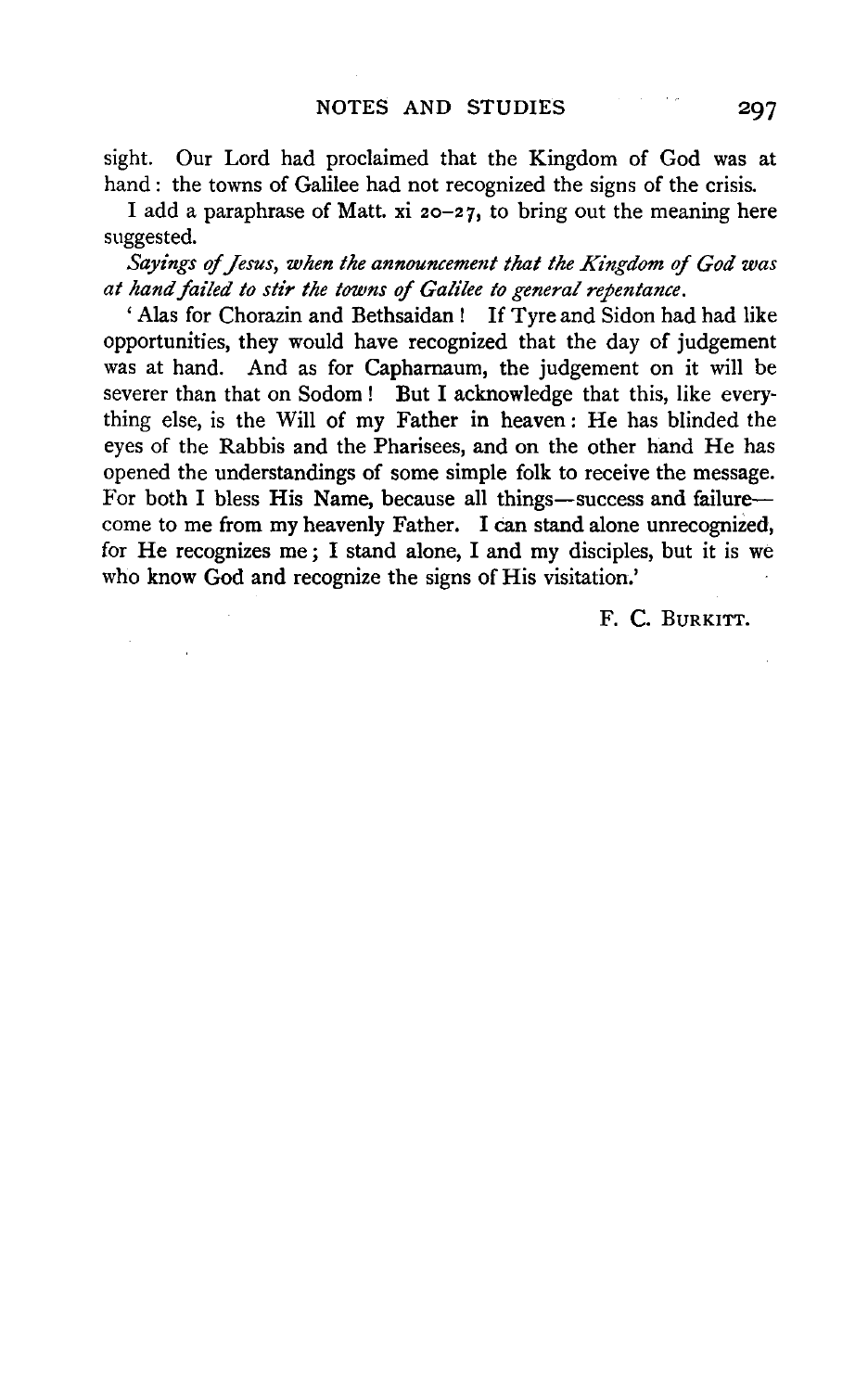sight. Our Lord had proclaimed that the Kingdom of God was at hand: the towns of Galilee had not recognized the signs of the crisis.

I add a paraphrase of Matt. xi 20–27, to bring out the meaning here suggested.

*Sayings of Jesus, when the announcement that the Kingdom of God was at hand failed to stir the towns of Galilee to general repentance.*

'Alas for Chorazin and Bethsaidan! If Tyre and Sidon had had like opportunities, they would have recognized that the day of judgement was at hand. And as for Capharnaum, the judgement on it will be severer than that on Sodom! But I acknowledge that this, like everything else, is the Will of my Father in heaven: He has blinded the eyes of the Rabbis and the Pharisees, and on the other hand He has opened the understandings of some simple folk to receive the message. For both I bless His Name, because all things—success and failure—come to me from my heavenly Father. I can stand alone unrecognized, for He recognizes me; I stand alone, I and my disciples, but it is we who know God and recognize the signs of His visitation.'

F. C. BURKITT.